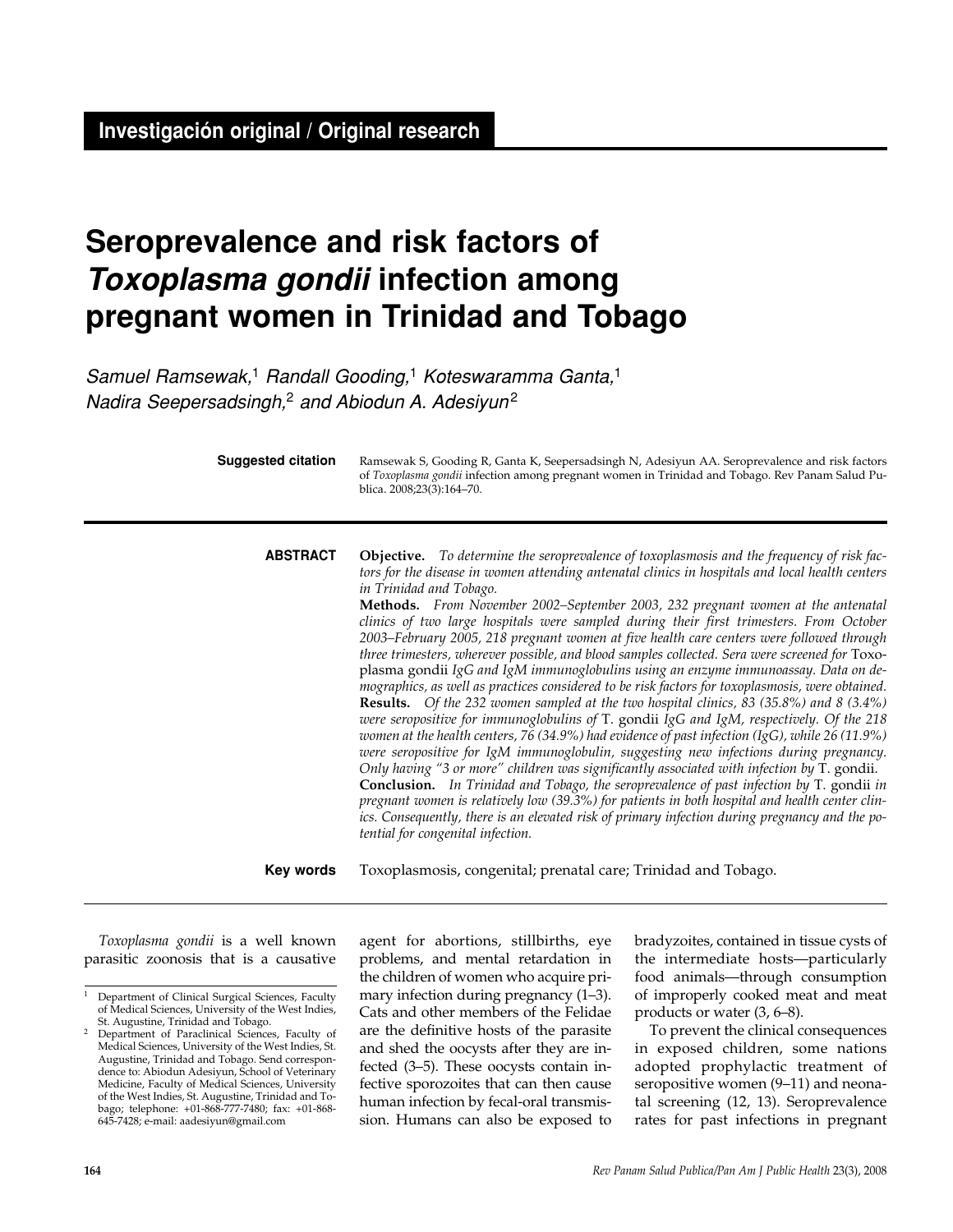Investigación original / Original research

# Seroprevalence and risk factors of *Toxoplasma gondii* infection among pregnant women in Trinidad and Tobago

*Samuel Ramsewak,[1] Randall Gooding,[1] Koteswaramma Ganta,[1] Nadira Seepersadsingh,[2] and Abiodun A. Adesiyun[2]*

**Suggested citation** Ramsewak S, Gooding R, Ganta K, Seepersadsingh N, Adesiyun AA. Seroprevalence and risk factors of *Toxoplasma gondii* infection among pregnant women in Trinidad and Tobago. Rev Panam Salud Publica. 2008;23(3):164–70.

**ABSTRACT**

***Objective.*** *To determine the seroprevalence of toxoplasmosis and the frequency of risk factors for the disease in women attending antenatal clinics in hospitals and local health centers in Trinidad and Tobago.*

***Methods.*** *From November 2002–September 2003, 232 pregnant women at the antenatal clinics of two large hospitals were sampled during their first trimesters. From October 2003–February 2005, 218 pregnant women at five health care centers were followed through three trimesters, wherever possible, and blood samples collected. Sera were screened for* Toxoplasma gondii *IgG and IgM immunoglobulins using an enzyme immunoassay. Data on demographics, as well as practices considered to be risk factors for toxoplasmosis, were obtained.*

***Results.*** *Of the 232 women sampled at the two hospital clinics, 83 (35.8%) and 8 (3.4%) were seropositive for immunoglobulins of* T. gondii *IgG and IgM, respectively. Of the 218 women at the health centers, 76 (34.9%) had evidence of past infection (IgG), while 26 (11.9%) were seropositive for IgM immunoglobulin, suggesting new infections during pregnancy. Only having "3 or more" children was significantly associated with infection by* T. gondii.

***Conclusion.*** *In Trinidad and Tobago, the seroprevalence of past infection by* T. gondii *in pregnant women is relatively low (39.3%) for patients in both hospital and health center clinics. Consequently, there is an elevated risk of primary infection during pregnancy and the potential for congenital infection.*

**Key words** Toxoplasmosis, congenital; prenatal care; Trinidad and Tobago.

---

*Toxoplasma gondii* is a well known parasitic zoonosis that is a causative agent for abortions, stillbirths, eye problems, and mental retardation in the children of women who acquire primary infection during pregnancy (1–3). Cats and other members of the Felidae are the definitive hosts of the parasite and shed the oocysts after they are infected (3–5). These oocysts contain infective sporozoites that can then cause human infection by fecal-oral transmission. Humans can also be exposed to bradyzoites, contained in tissue cysts of the intermediate hosts—particularly food animals—through consumption of improperly cooked meat and meat products or water (3, 6–8).

To prevent the clinical consequences in exposed children, some nations adopted prophylactic treatment of seropositive women (9–11) and neonatal screening (12, 13). Seroprevalence rates for past infections in pregnant

[1] Department of Clinical Surgical Sciences, Faculty of Medical Sciences, University of the West Indies, St. Augustine, Trinidad and Tobago.

[2] Department of Paraclinical Sciences, Faculty of Medical Sciences, University of the West Indies, St. Augustine, Trinidad and Tobago. Send correspondence to: Abiodun Adesiyun, School of Veterinary Medicine, Faculty of Medical Sciences, University of the West Indies, St. Augustine, Trinidad and Tobago; telephone: +01-868-777-7480; fax: +01-868-645-7428; e-mail: aadesiyun@gmail.com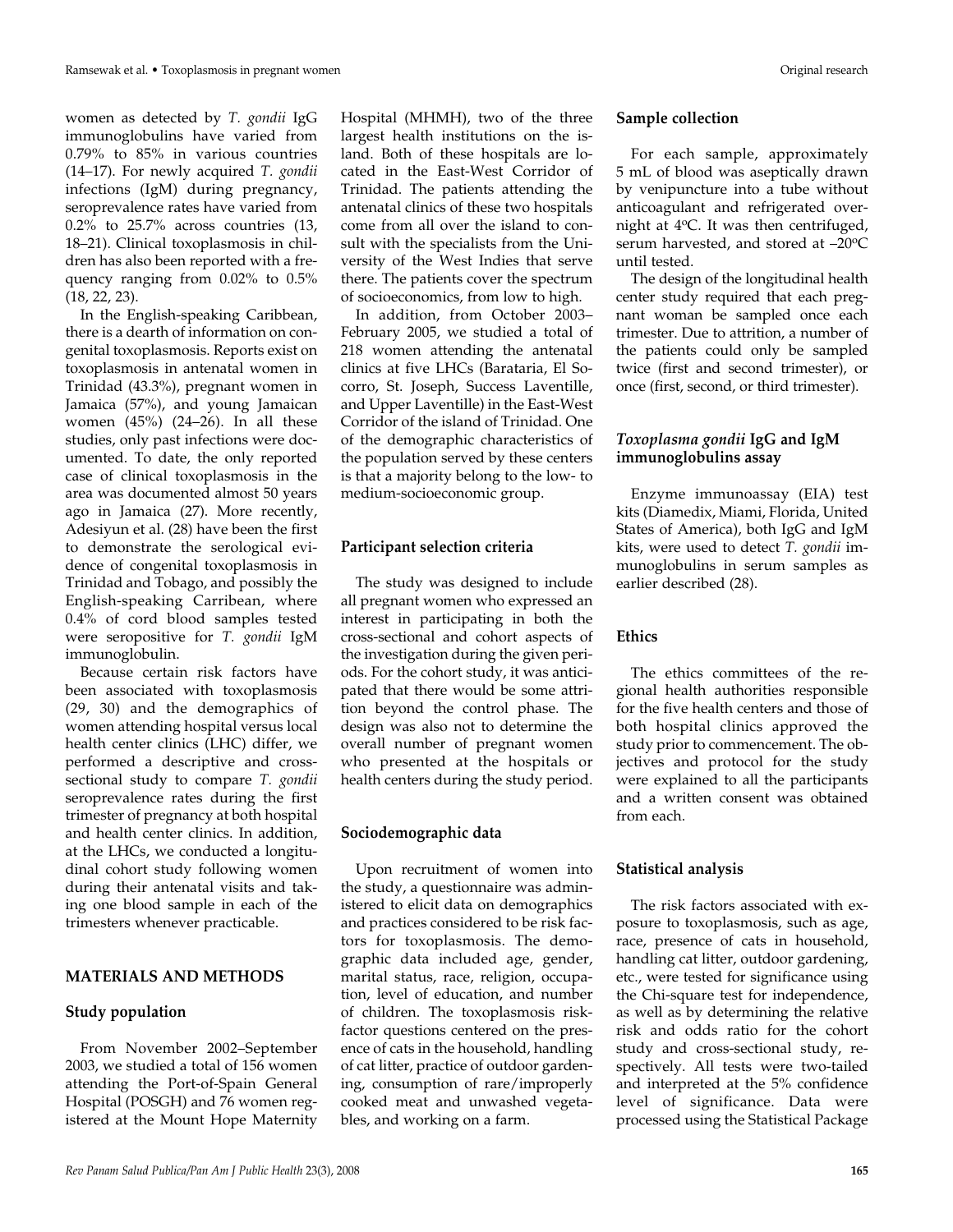women as detected by *T. gondii* IgG immunoglobulins have varied from 0.79% to 85% in various countries (14–17). For newly acquired *T. gondii* infections (IgM) during pregnancy, seroprevalence rates have varied from 0.2% to 25.7% across countries (13, 18–21). Clinical toxoplasmosis in children has also been reported with a frequency ranging from 0.02% to 0.5% (18, 22, 23).

In the English-speaking Caribbean, there is a dearth of information on congenital toxoplasmosis. Reports exist on toxoplasmosis in antenatal women in Trinidad (43.3%), pregnant women in Jamaica (57%), and young Jamaican women (45%) (24–26). In all these studies, only past infections were documented. To date, the only reported case of clinical toxoplasmosis in the area was documented almost 50 years ago in Jamaica (27). More recently, Adesiyun et al. (28) have been the first to demonstrate the serological evidence of congenital toxoplasmosis in Trinidad and Tobago, and possibly the English-speaking Carribean, where 0.4% of cord blood samples tested were seropositive for *T. gondii* IgM immunoglobulin.

Because certain risk factors have been associated with toxoplasmosis (29, 30) and the demographics of women attending hospital versus local health center clinics (LHC) differ, we performed a descriptive and cross-sectional study to compare *T. gondii* seroprevalence rates during the first trimester of pregnancy at both hospital and health center clinics. In addition, at the LHCs, we conducted a longitudinal cohort study following women during their antenatal visits and taking one blood sample in each of the trimesters whenever practicable.

## MATERIALS AND METHODS

### Study population

From November 2002–September 2003, we studied a total of 156 women attending the Port-of-Spain General Hospital (POSGH) and 76 women registered at the Mount Hope Maternity Hospital (MHMH), two of the three largest health institutions on the island. Both of these hospitals are located in the East-West Corridor of Trinidad. The patients attending the antenatal clinics of these two hospitals come from all over the island to consult with the specialists from the University of the West Indies that serve there. The patients cover the spectrum of socioeconomics, from low to high.

In addition, from October 2003–February 2005, we studied a total of 218 women attending the antenatal clinics at five LHCs (Barataria, El Socorro, St. Joseph, Success Laventille, and Upper Laventille) in the East-West Corridor of the island of Trinidad. One of the demographic characteristics of the population served by these centers is that a majority belong to the low- to medium-socioeconomic group.

### Participant selection criteria

The study was designed to include all pregnant women who expressed an interest in participating in both the cross-sectional and cohort aspects of the investigation during the given periods. For the cohort study, it was anticipated that there would be some attrition beyond the control phase. The design was also not to determine the overall number of pregnant women who presented at the hospitals or health centers during the study period.

### Sociodemographic data

Upon recruitment of women into the study, a questionnaire was administered to elicit data on demographics and practices considered to be risk factors for toxoplasmosis. The demographic data included age, gender, marital status, race, religion, occupation, level of education, and number of children. The toxoplasmosis risk-factor questions centered on the presence of cats in the household, handling of cat litter, practice of outdoor gardening, consumption of rare/improperly cooked meat and unwashed vegetables, and working on a farm.

### Sample collection

For each sample, approximately 5 mL of blood was aseptically drawn by venipuncture into a tube without anticoagulant and refrigerated overnight at 4ºC. It was then centrifuged, serum harvested, and stored at –20ºC until tested.

The design of the longitudinal health center study required that each pregnant woman be sampled once each trimester. Due to attrition, a number of the patients could only be sampled twice (first and second trimester), or once (first, second, or third trimester).

### *Toxoplasma gondii* IgG and IgM immunoglobulins assay

Enzyme immunoassay (EIA) test kits (Diamedix, Miami, Florida, United States of America), both IgG and IgM kits, were used to detect *T. gondii* immunoglobulins in serum samples as earlier described (28).

### Ethics

The ethics committees of the regional health authorities responsible for the five health centers and those of both hospital clinics approved the study prior to commencement. The objectives and protocol for the study were explained to all the participants and a written consent was obtained from each.

### Statistical analysis

The risk factors associated with exposure to toxoplasmosis, such as age, race, presence of cats in household, handling cat litter, outdoor gardening, etc., were tested for significance using the Chi-square test for independence, as well as by determining the relative risk and odds ratio for the cohort study and cross-sectional study, respectively. All tests were two-tailed and interpreted at the 5% confidence level of significance. Data were processed using the Statistical Package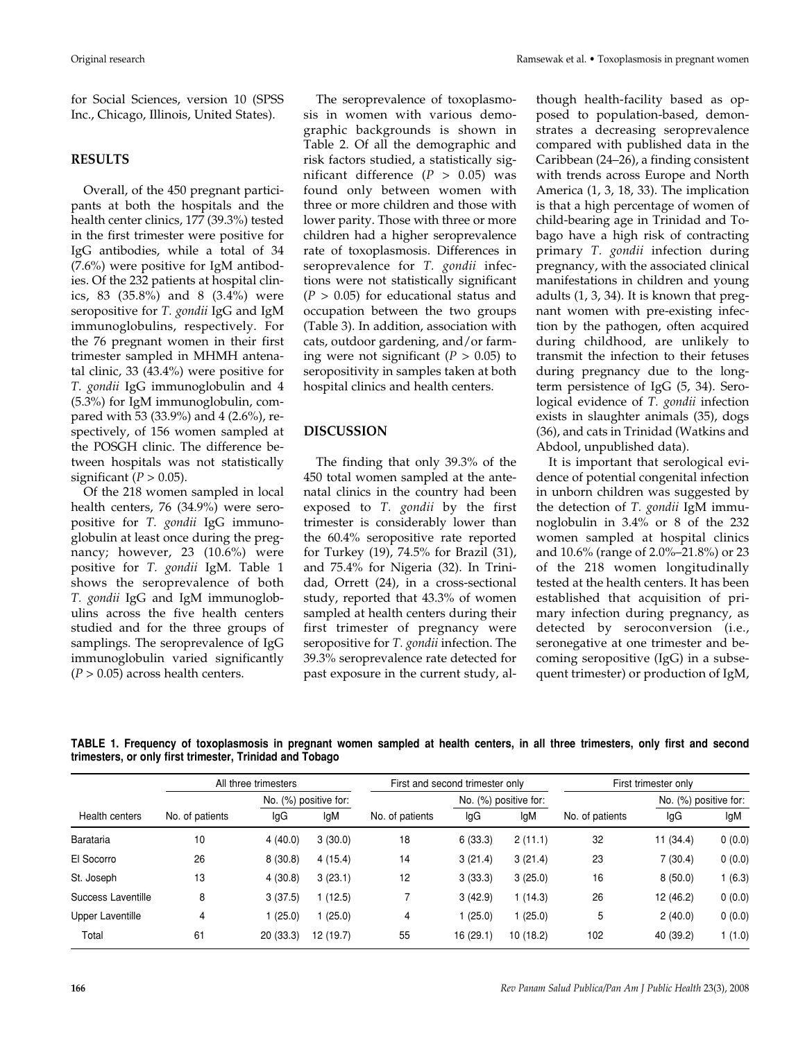for Social Sciences, version 10 (SPSS Inc., Chicago, Illinois, United States).

## RESULTS

Overall, of the 450 pregnant participants at both the hospitals and the health center clinics, 177 (39.3%) tested in the first trimester were positive for IgG antibodies, while a total of 34 (7.6%) were positive for IgM antibodies. Of the 232 patients at hospital clinics, 83 (35.8%) and 8 (3.4%) were seropositive for *T. gondii* IgG and IgM immunoglobulins, respectively. For the 76 pregnant women in their first trimester sampled in MHMH antenatal clinic, 33 (43.4%) were positive for *T. gondii* IgG immunoglobulin and 4 (5.3%) for IgM immunoglobulin, compared with 53 (33.9%) and 4 (2.6%), respectively, of 156 women sampled at the POSGH clinic. The difference between hospitals was not statistically significant ($P > 0.05$).

Of the 218 women sampled in local health centers, 76 (34.9%) were seropositive for *T. gondii* IgG immunoglobulin at least once during the pregnancy; however, 23 (10.6%) were positive for *T. gondii* IgM. Table 1 shows the seroprevalence of both *T. gondii* IgG and IgM immunoglobulins across the five health centers studied and for the three groups of samplings. The seroprevalence of IgG immunoglobulin varied significantly ($P > 0.05$) across health centers.

The seroprevalence of toxoplasmosis in women with various demographic backgrounds is shown in Table 2. Of all the demographic and risk factors studied, a statistically significant difference ($P > 0.05$) was found only between women with three or more children and those with lower parity. Those with three or more children had a higher seroprevalence rate of toxoplasmosis. Differences in seroprevalence for *T. gondii* infections were not statistically significant ($P > 0.05$) for educational status and occupation between the two groups (Table 3). In addition, association with cats, outdoor gardening, and/or farming were not significant ($P > 0.05$) to seropositivity in samples taken at both hospital clinics and health centers.

## DISCUSSION

The finding that only 39.3% of the 450 total women sampled at the antenatal clinics in the country had been exposed to *T. gondii* by the first trimester is considerably lower than the 60.4% seropositive rate reported for Turkey (19), 74.5% for Brazil (31), and 75.4% for Nigeria (32). In Trinidad, Orrett (24), in a cross-sectional study, reported that 43.3% of women sampled at health centers during their first trimester of pregnancy were seropositive for *T. gondii* infection. The 39.3% seroprevalence rate detected for past exposure in the current study, although health-facility based as opposed to population-based, demonstrates a decreasing seroprevalence compared with published data in the Caribbean (24–26), a finding consistent with trends across Europe and North America (1, 3, 18, 33). The implication is that a high percentage of women of child-bearing age in Trinidad and Tobago have a high risk of contracting primary *T. gondii* infection during pregnancy, with the associated clinical manifestations in children and young adults (1, 3, 34). It is known that pregnant women with pre-existing infection by the pathogen, often acquired during childhood, are unlikely to transmit the infection to their fetuses during pregnancy due to the long-term persistence of IgG (5, 34). Serological evidence of *T. gondii* infection exists in slaughter animals (35), dogs (36), and cats in Trinidad (Watkins and Abdool, unpublished data).

It is important that serological evidence of potential congenital infection in unborn children was suggested by the detection of *T. gondii* IgM immunoglobulin in 3.4% or 8 of the 232 women sampled at hospital clinics and 10.6% (range of 2.0%–21.8%) or 23 of the 218 women longitudinally tested at the health centers. It has been established that acquisition of primary infection during pregnancy, as detected by seroconversion (i.e., seronegative at one trimester and becoming seropositive (IgG) in a subsequent trimester) or production of IgM,

**TABLE 1. Frequency of toxoplasmosis in pregnant women sampled at health centers, in all three trimesters, only first and second trimesters, or only first trimester, Trinidad and Tobago**

| | All three trimesters | | | First and second trimester only | | | First trimester only | | |
|---|---|---|---|---|---|---|---|---|---|
| | | No. (%) positive for: | | | No. (%) positive for: | | | No. (%) positive for: | |
| Health centers | No. of patients | IgG | IgM | No. of patients | IgG | IgM | No. of patients | IgG | IgM |
| Barataria | 10 | 4 (40.0) | 3 (30.0) | 18 | 6 (33.3) | 2 (11.1) | 32 | 11 (34.4) | 0 (0.0) |
| El Socorro | 26 | 8 (30.8) | 4 (15.4) | 14 | 3 (21.4) | 3 (21.4) | 23 | 7 (30.4) | 0 (0.0) |
| St. Joseph | 13 | 4 (30.8) | 3 (23.1) | 12 | 3 (33.3) | 3 (25.0) | 16 | 8 (50.0) | 1 (6.3) |
| Success Laventille | 8 | 3 (37.5) | 1 (12.5) | 7 | 3 (42.9) | 1 (14.3) | 26 | 12 (46.2) | 0 (0.0) |
| Upper Laventille | 4 | 1 (25.0) | 1 (25.0) | 4 | 1 (25.0) | 1 (25.0) | 5 | 2 (40.0) | 0 (0.0) |
| Total | 61 | 20 (33.3) | 12 (19.7) | 55 | 16 (29.1) | 10 (18.2) | 102 | 40 (39.2) | 1 (1.0) |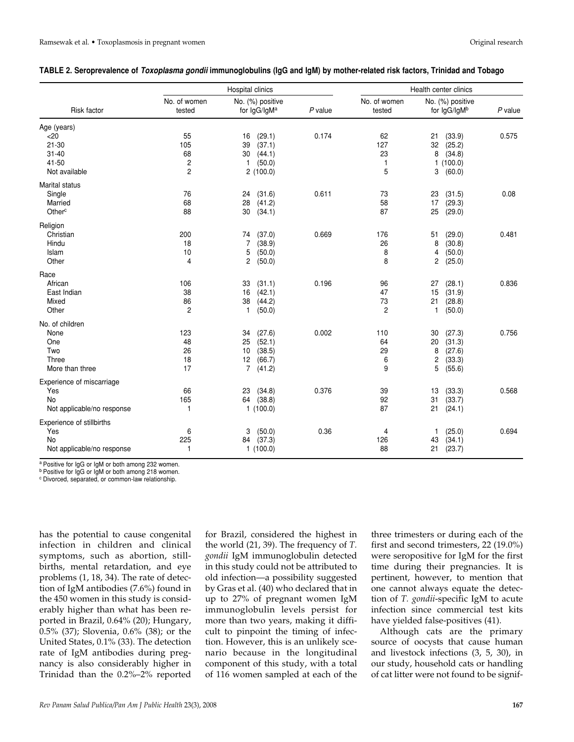**TABLE 2. Seroprevalence of *Toxoplasma gondii* immunoglobulins (IgG and IgM) by mother-related risk factors, Trinidad and Tobago**

| Risk factor | Hospital clinics | | | Health center clinics | | |
|---|---|---|---|---|---|---|
| | No. of women tested | No. (%) positive for IgG/IgM[a] | *P* value | No. of women tested | No. (%) positive for IgG/IgM[b] | *P* value |
| **Age (years)** | | | | | | |
| <20 | 55 | 16 (29.1) | 0.174 | 62 | 21 (33.9) | 0.575 |
| 21-30 | 105 | 39 (37.1) | | 127 | 32 (25.2) | |
| 31-40 | 68 | 30 (44.1) | | 23 | 8 (34.8) | |
| 41-50 | 2 | 1 (50.0) | | 1 | 1 (100.0) | |
| Not available | 2 | 2 (100.0) | | 5 | 3 (60.0) | |
| **Marital status** | | | | | | |
| Single | 76 | 24 (31.6) | 0.611 | 73 | 23 (31.5) | 0.08 |
| Married | 68 | 28 (41.2) | | 58 | 17 (29.3) | |
| Other[c] | 88 | 30 (34.1) | | 87 | 25 (29.0) | |
| **Religion** | | | | | | |
| Christian | 200 | 74 (37.0) | 0.669 | 176 | 51 (29.0) | 0.481 |
| Hindu | 18 | 7 (38.9) | | 26 | 8 (30.8) | |
| Islam | 10 | 5 (50.0) | | 8 | 4 (50.0) | |
| Other | 4 | 2 (50.0) | | 8 | 2 (25.0) | |
| **Race** | | | | | | |
| African | 106 | 33 (31.1) | 0.196 | 96 | 27 (28.1) | 0.836 |
| East Indian | 38 | 16 (42.1) | | 47 | 15 (31.9) | |
| Mixed | 86 | 38 (44.2) | | 73 | 21 (28.8) | |
| Other | 2 | 1 (50.0) | | 2 | 1 (50.0) | |
| **No. of children** | | | | | | |
| None | 123 | 34 (27.6) | 0.002 | 110 | 30 (27.3) | 0.756 |
| One | 48 | 25 (52.1) | | 64 | 20 (31.3) | |
| Two | 26 | 10 (38.5) | | 29 | 8 (27.6) | |
| Three | 18 | 12 (66.7) | | 6 | 2 (33.3) | |
| More than three | 17 | 7 (41.2) | | 9 | 5 (55.6) | |
| **Experience of miscarriage** | | | | | | |
| Yes | 66 | 23 (34.8) | 0.376 | 39 | 13 (33.3) | 0.568 |
| No | 165 | 64 (38.8) | | 92 | 31 (33.7) | |
| Not applicable/no response | 1 | 1 (100.0) | | 87 | 21 (24.1) | |
| **Experience of stillbirths** | | | | | | |
| Yes | 6 | 3 (50.0) | 0.36 | 4 | 1 (25.0) | 0.694 |
| No | 225 | 84 (37.3) | | 126 | 43 (34.1) | |
| Not applicable/no response | 1 | 1 (100.0) | | 88 | 21 (23.7) | |

[a] Positive for IgG or IgM or both among 232 women.
[b] Positive for IgG or IgM or both among 218 women.
[c] Divorced, separated, or common-law relationship.

has the potential to cause congenital infection in children and clinical symptoms, such as abortion, stillbirths, mental retardation, and eye problems (1, 18, 34). The rate of detection of IgM antibodies (7.6%) found in the 450 women in this study is considerably higher than what has been reported in Brazil, 0.64% (20); Hungary, 0.5% (37); Slovenia, 0.6% (38); or the United States, 0.1% (33). The detection rate of IgM antibodies during pregnancy is also considerably higher in Trinidad than the 0.2%–2% reported for Brazil, considered the highest in the world (21, 39). The frequency of *T. gondii* IgM immunoglobulin detected in this study could not be attributed to old infection—a possibility suggested by Gras et al. (40) who declared that in up to 27% of pregnant women IgM immunoglobulin levels persist for more than two years, making it difficult to pinpoint the timing of infection. However, this is an unlikely scenario because in the longitudinal component of this study, with a total of 116 women sampled at each of the three trimesters or during each of the first and second trimesters, 22 (19.0%) were seropositive for IgM for the first time during their pregnancies. It is pertinent, however, to mention that one cannot always equate the detection of *T. gondii*-specific IgM to acute infection since commercial test kits have yielded false-positives (41).

Although cats are the primary source of oocysts that cause human and livestock infections (3, 5, 30), in our study, household cats or handling of cat litter were not found to be signif-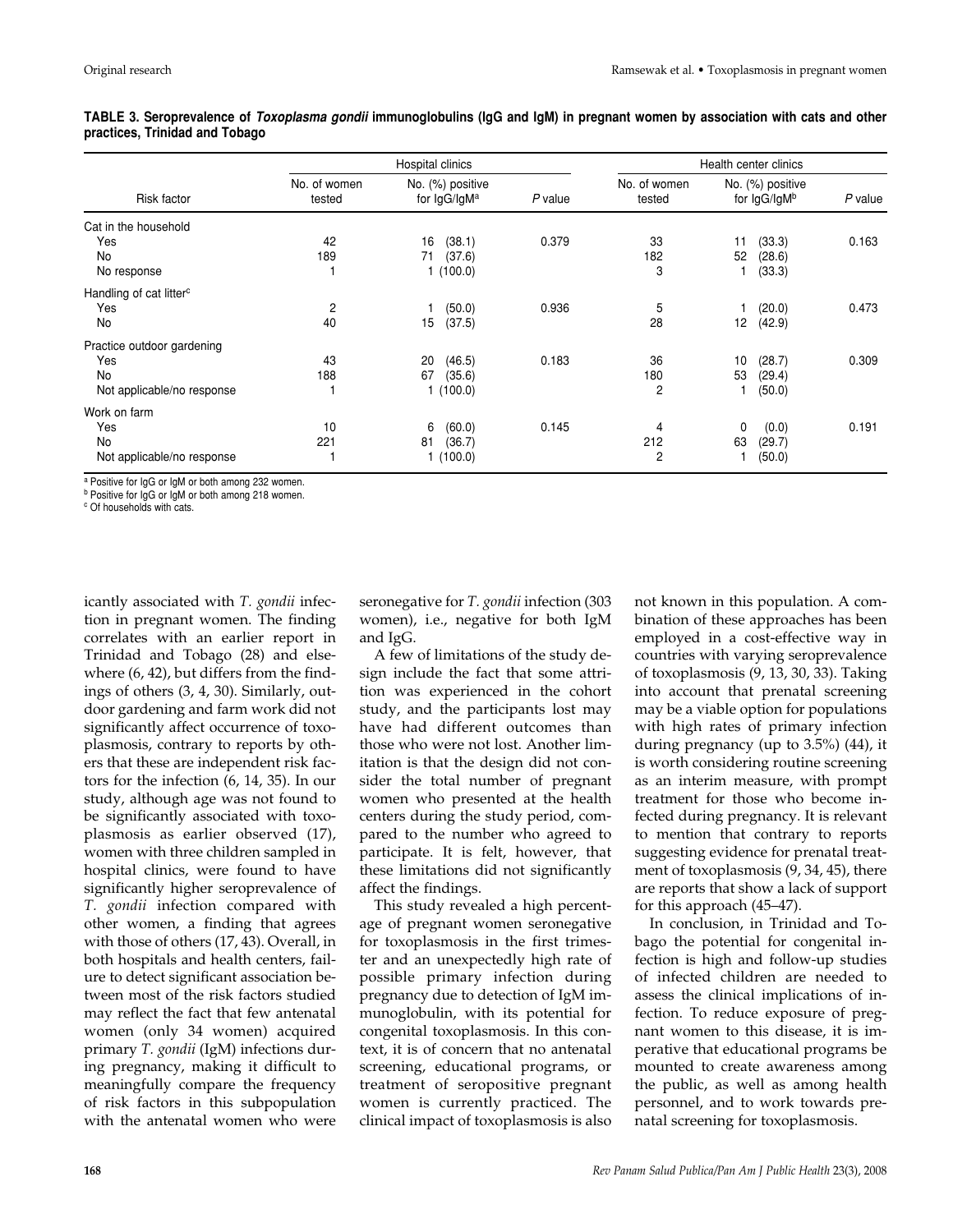**TABLE 3. Seroprevalence of *Toxoplasma gondii* immunoglobulins (IgG and IgM) in pregnant women by association with cats and other practices, Trinidad and Tobago**

| | Hospital clinics | | | Health center clinics | | |
|---|---|---|---|---|---|---|
| Risk factor | No. of women tested | No. (%) positive for IgG/IgM[a] | *P* value | No. of women tested | No. (%) positive for IgG/IgM[b] | *P* value |
| Cat in the household | | | | | | |
| Yes | 42 | 16 (38.1) | 0.379 | 33 | 11 (33.3) | 0.163 |
| No | 189 | 71 (37.6) | | 182 | 52 (28.6) | |
| No response | 1 | 1 (100.0) | | 3 | 1 (33.3) | |
| Handling of cat litter[c] | | | | | | |
| Yes | 2 | 1 (50.0) | 0.936 | 5 | 1 (20.0) | 0.473 |
| No | 40 | 15 (37.5) | | 28 | 12 (42.9) | |
| Practice outdoor gardening | | | | | | |
| Yes | 43 | 20 (46.5) | 0.183 | 36 | 10 (28.7) | 0.309 |
| No | 188 | 67 (35.6) | | 180 | 53 (29.4) | |
| Not applicable/no response | 1 | 1 (100.0) | | 2 | 1 (50.0) | |
| Work on farm | | | | | | |
| Yes | 10 | 6 (60.0) | 0.145 | 4 | 0 (0.0) | 0.191 |
| No | 221 | 81 (36.7) | | 212 | 63 (29.7) | |
| Not applicable/no response | 1 | 1 (100.0) | | 2 | 1 (50.0) | |

[a] Positive for IgG or IgM or both among 232 women.
[b] Positive for IgG or IgM or both among 218 women.
[c] Of households with cats.

icantly associated with *T. gondii* infection in pregnant women. The finding correlates with an earlier report in Trinidad and Tobago (28) and elsewhere (6, 42), but differs from the findings of others (3, 4, 30). Similarly, outdoor gardening and farm work did not significantly affect occurrence of toxoplasmosis, contrary to reports by others that these are independent risk factors for the infection (6, 14, 35). In our study, although age was not found to be significantly associated with toxoplasmosis as earlier observed (17), women with three children sampled in hospital clinics, were found to have significantly higher seroprevalence of *T. gondii* infection compared with other women, a finding that agrees with those of others (17, 43). Overall, in both hospitals and health centers, failure to detect significant association between most of the risk factors studied may reflect the fact that few antenatal women (only 34 women) acquired primary *T. gondii* (IgM) infections during pregnancy, making it difficult to meaningfully compare the frequency of risk factors in this subpopulation with the antenatal women who were seronegative for *T. gondii* infection (303 women), i.e., negative for both IgM and IgG.

A few of limitations of the study design include the fact that some attrition was experienced in the cohort study, and the participants lost may have had different outcomes than those who were not lost. Another limitation is that the design did not consider the total number of pregnant women who presented at the health centers during the study period, compared to the number who agreed to participate. It is felt, however, that these limitations did not significantly affect the findings.

This study revealed a high percentage of pregnant women seronegative for toxoplasmosis in the first trimester and an unexpectedly high rate of possible primary infection during pregnancy due to detection of IgM immunoglobulin, with its potential for congenital toxoplasmosis. In this context, it is of concern that no antenatal screening, educational programs, or treatment of seropositive pregnant women is currently practiced. The clinical impact of toxoplasmosis is also not known in this population. A combination of these approaches has been employed in a cost-effective way in countries with varying seroprevalence of toxoplasmosis (9, 13, 30, 33). Taking into account that prenatal screening may be a viable option for populations with high rates of primary infection during pregnancy (up to 3.5%) (44), it is worth considering routine screening as an interim measure, with prompt treatment for those who become infected during pregnancy. It is relevant to mention that contrary to reports suggesting evidence for prenatal treatment of toxoplasmosis (9, 34, 45), there are reports that show a lack of support for this approach (45–47).

In conclusion, in Trinidad and Tobago the potential for congenital infection is high and follow-up studies of infected children are needed to assess the clinical implications of infection. To reduce exposure of pregnant women to this disease, it is imperative that educational programs be mounted to create awareness among the public, as well as among health personnel, and to work towards prenatal screening for toxoplasmosis.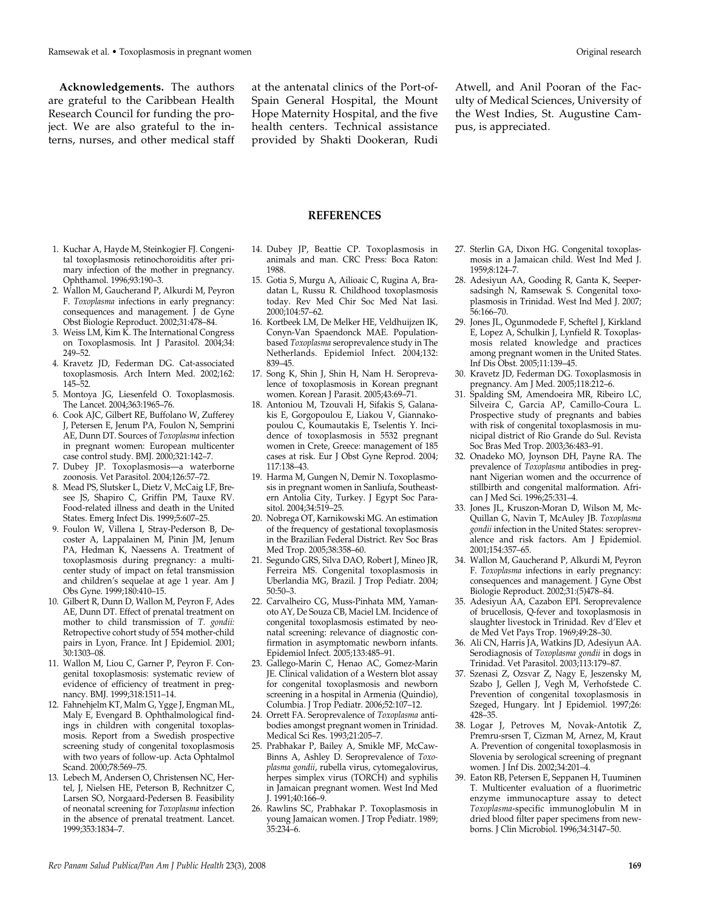**Acknowledgements.** The authors are grateful to the Caribbean Health Research Council for funding the project. We are also grateful to the interns, nurses, and other medical staff at the antenatal clinics of the Port-of-Spain General Hospital, the Mount Hope Maternity Hospital, and the five health centers. Technical assistance provided by Shakti Dookeran, Rudi Atwell, and Anil Pooran of the Faculty of Medical Sciences, University of the West Indies, St. Augustine Campus, is appreciated.

## REFERENCES

1. Kuchar A, Hayde M, Steinkogier FJ. Congenital toxoplasmosis retinochoroiditis after primary infection of the mother in pregnancy. Ophthamol. 1996;93:190–3.
2. Wallon M, Gaucherand P, Alkurdi M, Peyron F. *Toxoplasma* infections in early pregnancy: consequences and management. J de Gyne Obst Biologie Reproduct. 2002;31:478–84.
3. Weiss LM, Kim K. The International Congress on Toxoplasmosis. Int J Parasitol. 2004;34: 249–52.
4. Kravetz JD, Federman DG. Cat-associated toxoplasmosis. Arch Intern Med. 2002;162: 145–52.
5. Montoya JG, Liesenfeld O. Toxoplasmosis. The Lancet. 2004;363:1965–76.
6. Cook AJC, Gilbert RE, Buffolano W, Zufferey J, Petersen E, Jenum PA, Foulon N, Semprini AE, Dunn DT. Sources of *Toxoplasma* infection in pregnant women: European multicenter case control study. BMJ. 2000;321:142–7.
7. Dubey JP. Toxoplasmosis—a waterborne zoonosis. Vet Parasitol. 2004;126:57–72.
8. Mead PS, Slutsker L, Dietz V, McCaig LF, Bresee JS, Shapiro C, Griffin PM, Tauxe RV. Food-related illness and death in the United States. Emerg Infect Dis. 1999;5:607–25.
9. Foulon W, Villena I, Stray-Pederson B, Decoster A, Lappalainen M, Pinin JM, Jenum PA, Hedman K, Naessens A. Treatment of toxoplasmosis during pregnancy: a multicenter study of impact on fetal transmission and children's sequelae at age 1 year. Am J Obs Gyne. 1999;180:410–15.
10. Gilbert R, Dunn D, Wallon M, Peyron F, Ades AE, Dunn DT. Effect of prenatal treatment on mother to child transmission of *T. gondii:* Retropective cohort study of 554 mother-child pairs in Lyon, France. Int J Epidemiol. 2001; 30:1303–08.
11. Wallon M, Liou C, Garner P, Peyron F. Congenital toxoplasmosis: systematic review of evidence of efficiency of treatment in pregnancy. BMJ. 1999;318:1511–14.
12. Fahnehjelm KT, Malm G, Ygge J, Engman ML, Maly E, Evengard B. Ophthalmological findings in children with congenital toxoplasmosis. Report from a Swedish prospective screening study of congenital toxoplasmosis with two years of follow-up. Acta Ophtalmol Scand. 2000;78:569–75.
13. Lebech M, Andersen O, Christensen NC, Hertel, J, Nielsen HE, Peterson B, Rechnitzer C, Larsen SO, Norgaard-Pedersen B. Feasibility of neonatal screening for *Toxoplasma* infection in the absence of prenatal treatment. Lancet. 1999;353:1834–7.
14. Dubey JP, Beattie CP. Toxoplasmosis in animals and man. CRC Press: Boca Raton: 1988.
15. Gotia S, Murgu A, Ailioaic C, Rugina A, Bradatan L, Russu R. Childhood toxoplasmosis today. Rev Med Chir Soc Med Nat Iasi. 2000;104:57–62.
16. Kortbeek LM, De Melker HE, Veldhuijzen IK, Conyn-Van Spaendonck MAE. Population-based *Toxoplasma* seroprevalence study in The Netherlands. Epidemiol Infect. 2004;132: 839–45.
17. Song K, Shin J, Shin H, Nam H. Seroprevalence of toxoplasmosis in Korean pregnant women. Korean J Parasit. 2005;43:69–71.
18. Antoniou M, Tzouvali H, Sifakis S, Galanakis E, Gorgopoulou E, Liakou V, Giannakopoulou C, Koumautakis E, Tselentis Y. Incidence of toxoplasmosis in 5532 pregnant women in Crete, Greece: management of 185 cases at risk. Eur J Obst Gyne Reprod. 2004; 117:138–43.
19. Harma M, Gungen N, Demir N. Toxoplasmosis in pregnant women in Sanliufa, Southeastern Antolia City, Turkey. J Egypt Soc Parasitol. 2004;34:519–25.
20. Nobrega OT, Karnikowski MG. An estimation of the frequency of gestational toxoplasmosis in the Brazilian Federal District. Rev Soc Bras Med Trop. 2005;38:358–60.
21. Segundo GRS, Silva DAO, Robert J, Mineo JR, Ferreira MS. Congenital toxoplasmosis in Uberlandia MG, Brazil. J Trop Pediatr. 2004; 50:50–3.
22. Carvalheiro CG, Muss-Pinhata MM, Yamanoto AY, De Souza CB, Maciel LM. Incidence of congenital toxoplasmosis estimated by neonatal screening: relevance of diagnostic confirmation in asymptomatic newborn infants. Epidemiol Infect. 2005;133:485–91.
23. Gallego-Marin C, Henao AC, Gomez-Marin JE. Clinical validation of a Western blot assay for congenital toxoplasmosis and newborn screening in a hospital in Armenia (Quindio), Columbia. J Trop Pediatr. 2006;52:107–12.
24. Orrett FA. Seroprevalence of *Toxoplasma* antibodies amongst pregnant women in Trinidad. Medical Sci Res. 1993;21:205–7.
25. Prabhakar P, Bailey A, Smikle MF, McCaw-Binns A, Ashley D. Seroprevalence of *Toxoplasma gondii*, rubella virus, cytomegalovirus, herpes simplex virus (TORCH) and syphilis in Jamaican pregnant women. West Ind Med J. 1991;40:166–9.
26. Rawlins SC, Prabhakar P. Toxoplasmosis in young Jamaican women. J Trop Pediatr. 1989; 35:234–6.
27. Sterlin GA, Dixon HG. Congenital toxoplasmosis in a Jamaican child. West Ind Med J. 1959;8:124–7.
28. Adesiyun AA, Gooding R, Ganta K, Seepersadsingh N, Ramsewak S. Congenital toxoplasmosis in Trinidad. West Ind Med J. 2007; 56:166–70.
29. Jones JL, Ogunmodede F, Scheftel J, Kirkland E, Lopez A, Schulkin J, Lynfield R. Toxoplasmosis related knowledge and practices among pregnant women in the United States. Inf Dis Obst. 2005;11:139–45.
30. Kravetz JD, Federman DG. Toxoplasmosis in pregnancy. Am J Med. 2005;118:212–6.
31. Spalding SM, Amendoeira MR, Ribeiro LC, Silveira C, Garcia AP, Camillo-Coura L. Prospective study of pregnants and babies with risk of congenital toxoplasmosis in municipal district of Rio Grande do Sul. Revista Soc Bras Med Trop. 2003;36:483–91.
32. Onadeko MO, Joynson DH, Payne RA. The prevalence of *Toxoplasma* antibodies in pregnant Nigerian women and the occurrence of stillbirth and congenital malformation. African J Med Sci. 1996;25:331–4.
33. Jones JL, Kruszon-Moran D, Wilson M, McQuillan G, Navin T, McAuley JB. *Toxoplasma gondii* infection in the United States: seroprevalence and risk factors. Am J Epidemiol. 2001;154:357–65.
34. Wallon M, Gaucherand P, Alkurdi M, Peyron F. *Toxoplasma* infections in early pregnancy: consequences and management. J Gyne Obst Biologie Reproduct. 2002;31:(5)478–84.
35. Adesiyun AA, Cazabon EPI. Seroprevalence of brucellosis, Q-fever and toxoplasmosis in slaughter livestock in Trinidad. Rev d'Elev et de Med Vet Pays Trop. 1969;49:28–30.
36. Ali CN, Harris JA, Watkins JD, Adesiyun AA. Serodiagnosis of *Toxoplasma gondii* in dogs in Trinidad. Vet Parasitol. 2003;113:179–87.
37. Szenasi Z, Ozsvar Z, Nagy E, Jeszensky M, Szabo J, Gellen J, Vegh M, Verhofstede C. Prevention of congenital toxoplasmosis in Szeged, Hungary. Int J Epidemiol. 1997;26: 428–35.
38. Logar J, Petroves M, Novak-Antotik Z, Premru-srsen T, Cizman M, Arnez, M, Kraut A. Prevention of congenital toxoplasmosis in Slovenia by serological screening of pregnant women. J Inf Dis. 2002;34:201–4.
39. Eaton RB, Petersen E, Seppanen H, Tuuminen T. Multicenter evaluation of a fluorimetric enzyme immunocapture assay to detect *Toxoplasma*-specific immunoglobulin M in dried blood filter paper specimens from newborns. J Clin Microbiol. 1996;34:3147–50.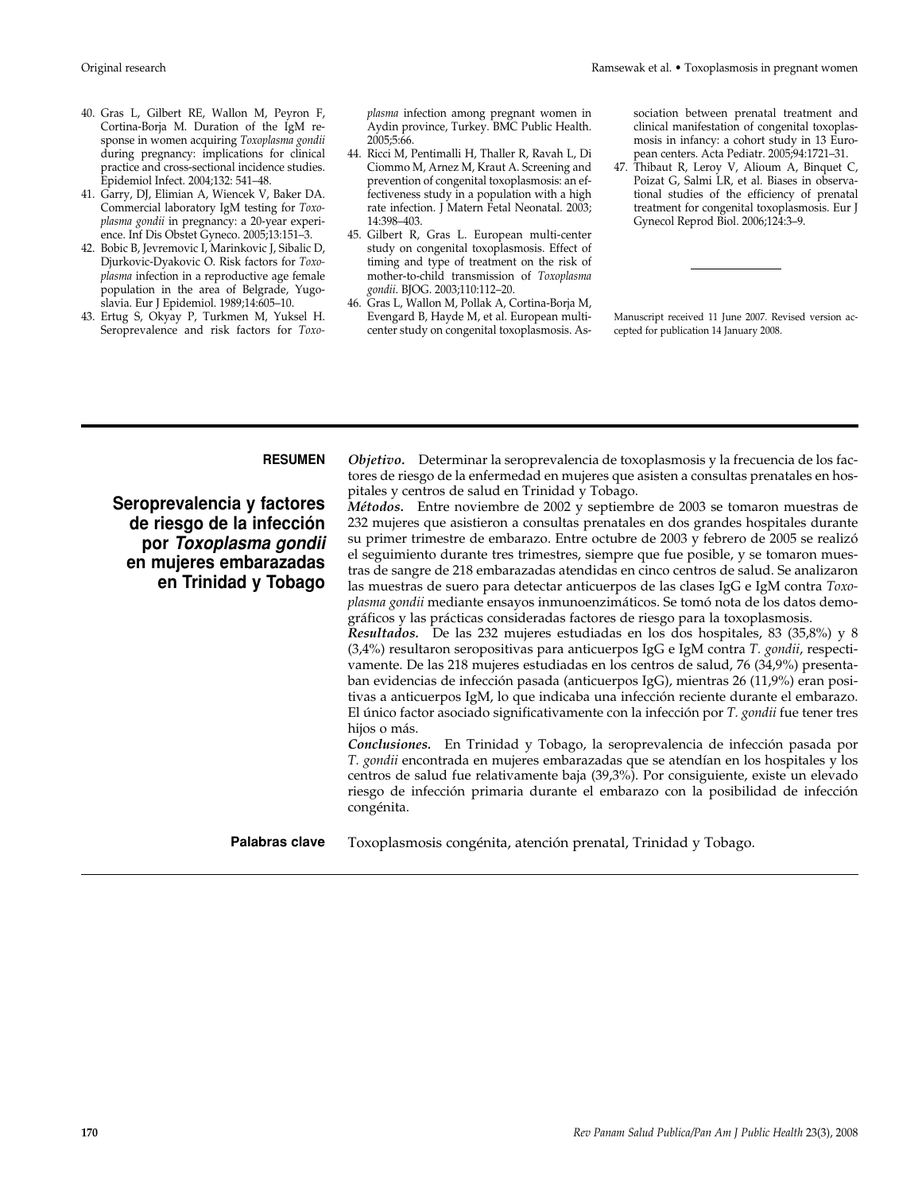40. Gras L, Gilbert RE, Wallon M, Peyron F, Cortina-Borja M. Duration of the IgM response in women acquiring *Toxoplasma gondii* during pregnancy: implications for clinical practice and cross-sectional incidence studies. Epidemiol Infect. 2004;132: 541–48.
41. Garry, DJ, Elimian A, Wiencek V, Baker DA. Commercial laboratory IgM testing for *Toxoplasma gondii* in pregnancy: a 20-year experience. Inf Dis Obstet Gyneco. 2005;13:151–3.
42. Bobic B, Jevremovic I, Marinkovic J, Sibalic D, Djurkovic-Dyakovic O. Risk factors for *Toxoplasma* infection in a reproductive age female population in the area of Belgrade, Yugoslavia. Eur J Epidemiol. 1989;14:605–10.
43. Ertug S, Okyay P, Turkmen M, Yuksel H. Seroprevalence and risk factors for *Toxoplasma* infection among pregnant women in Aydin province, Turkey. BMC Public Health. 2005;5:66.
44. Ricci M, Pentimalli H, Thaller R, Ravah L, Di Ciommo M, Arnez M, Kraut A. Screening and prevention of congenital toxoplasmosis: an effectiveness study in a population with a high rate infection. J Matern Fetal Neonatal. 2003; 14:398–403.
45. Gilbert R, Gras L. European multi-center study on congenital toxoplasmosis. Effect of timing and type of treatment on the risk of mother-to-child transmission of *Toxoplasma gondii*. BJOG. 2003;110:112–20.
46. Gras L, Wallon M, Pollak A, Cortina-Borja M, Evengard B, Hayde M, et al. European multicenter study on congenital toxoplasmosis. Association between prenatal treatment and clinical manifestation of congenital toxoplasmosis in infancy: a cohort study in 13 European centers. Acta Pediatr. 2005;94:1721–31.
47. Thibaut R, Leroy V, Alioum A, Binquet C, Poizat G, Salmi LR, et al. Biases in observational studies of the efficiency of prenatal treatment for congenital toxoplasmosis. Eur J Gynecol Reprod Biol. 2006;124:3–9.

Manuscript received 11 June 2007. Revised version accepted for publication 14 January 2008.

---

**RESUMEN**

## Seroprevalencia y factores de riesgo de la infección por *Toxoplasma gondii* en mujeres embarazadas en Trinidad y Tobago

***Objetivo.*** Determinar la seroprevalencia de toxoplasmosis y la frecuencia de los factores de riesgo de la enfermedad en mujeres que asisten a consultas prenatales en hospitales y centros de salud en Trinidad y Tobago.

***Métodos.*** Entre noviembre de 2002 y septiembre de 2003 se tomaron muestras de 232 mujeres que asistieron a consultas prenatales en dos grandes hospitales durante su primer trimestre de embarazo. Entre octubre de 2003 y febrero de 2005 se realizó el seguimiento durante tres trimestres, siempre que fue posible, y se tomaron muestras de sangre de 218 embarazadas atendidas en cinco centros de salud. Se analizaron las muestras de suero para detectar anticuerpos de las clases IgG e IgM contra *Toxoplasma gondii* mediante ensayos inmunoenzimáticos. Se tomó nota de los datos demográficos y las prácticas consideradas factores de riesgo para la toxoplasmosis.

***Resultados.*** De las 232 mujeres estudiadas en los dos hospitales, 83 (35,8%) y 8 (3,4%) resultaron seropositivas para anticuerpos IgG e IgM contra *T. gondii*, respectivamente. De las 218 mujeres estudiadas en los centros de salud, 76 (34,9%) presentaban evidencias de infección pasada (anticuerpos IgG), mientras 26 (11,9%) eran positivas a anticuerpos IgM, lo que indicaba una infección reciente durante el embarazo. El único factor asociado significativamente con la infección por *T. gondii* fue tener tres hijos o más.

***Conclusiones.*** En Trinidad y Tobago, la seroprevalencia de infección pasada por *T. gondii* encontrada en mujeres embarazadas que se atendían en los hospitales y los centros de salud fue relativamente baja (39,3%). Por consiguiente, existe un elevado riesgo de infección primaria durante el embarazo con la posibilidad de infección congénita.

**Palabras clave** Toxoplasmosis congénita, atención prenatal, Trinidad y Tobago.